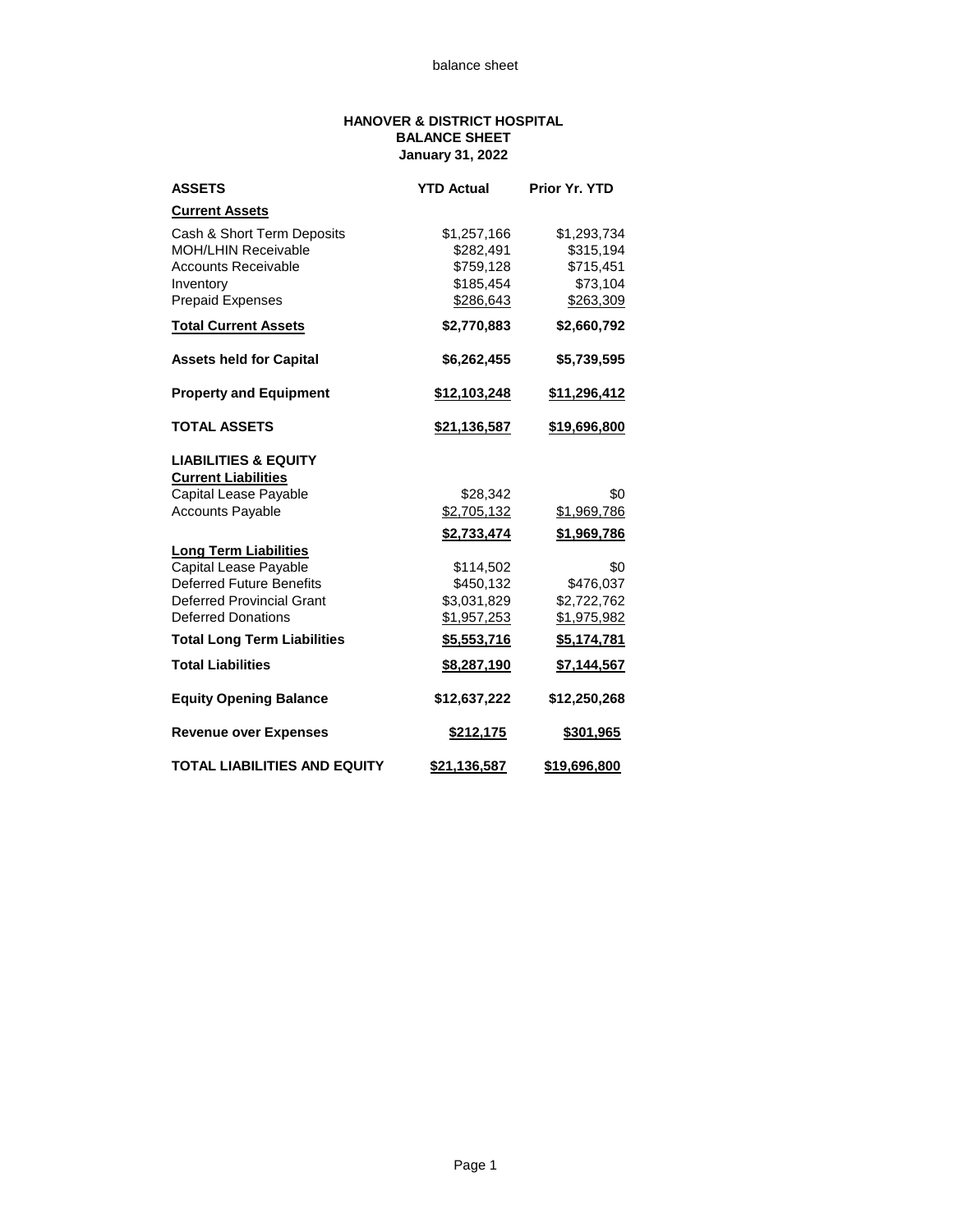balance sheet

# HANOVER & DISTRICT HOSPITAL
## BALANCE SHEET
### January 31, 2022

| ASSETS | YTD Actual | Prior Yr. YTD |
|---|---|---|
| **Current Assets** | | |
| Cash & Short Term Deposits | $1,257,166 | $1,293,734 |
| MOH/LHIN Receivable | $282,491 | $315,194 |
| Accounts Receivable | $759,128 | $715,451 |
| Inventory | $185,454 | $73,104 |
| Prepaid Expenses | $286,643 | $263,309 |
| **Total Current Assets** | **$2,770,883** | **$2,660,792** |
| **Assets held for Capital** | **$6,262,455** | **$5,739,595** |
| **Property and Equipment** | **$12,103,248** | **$11,296,412** |
| **TOTAL ASSETS** | **$21,136,587** | **$19,696,800** |
| **LIABILITIES & EQUITY** | | |
| **Current Liabilities** | | |
| Capital Lease Payable | $28,342 | $0 |
| Accounts Payable | $2,705,132 | $1,969,786 |
| | **$2,733,474** | **$1,969,786** |
| **Long Term Liabilities** | | |
| Capital Lease Payable | $114,502 | $0 |
| Deferred Future Benefits | $450,132 | $476,037 |
| Deferred Provincial Grant | $3,031,829 | $2,722,762 |
| Deferred Donations | $1,957,253 | $1,975,982 |
| **Total Long Term Liabilities** | **$5,553,716** | **$5,174,781** |
| **Total Liabilities** | **$8,287,190** | **$7,144,567** |
| **Equity Opening Balance** | **$12,637,222** | **$12,250,268** |
| **Revenue over Expenses** | **$212,175** | **$301,965** |
| **TOTAL LIABILITIES AND EQUITY** | **$21,136,587** | **$19,696,800** |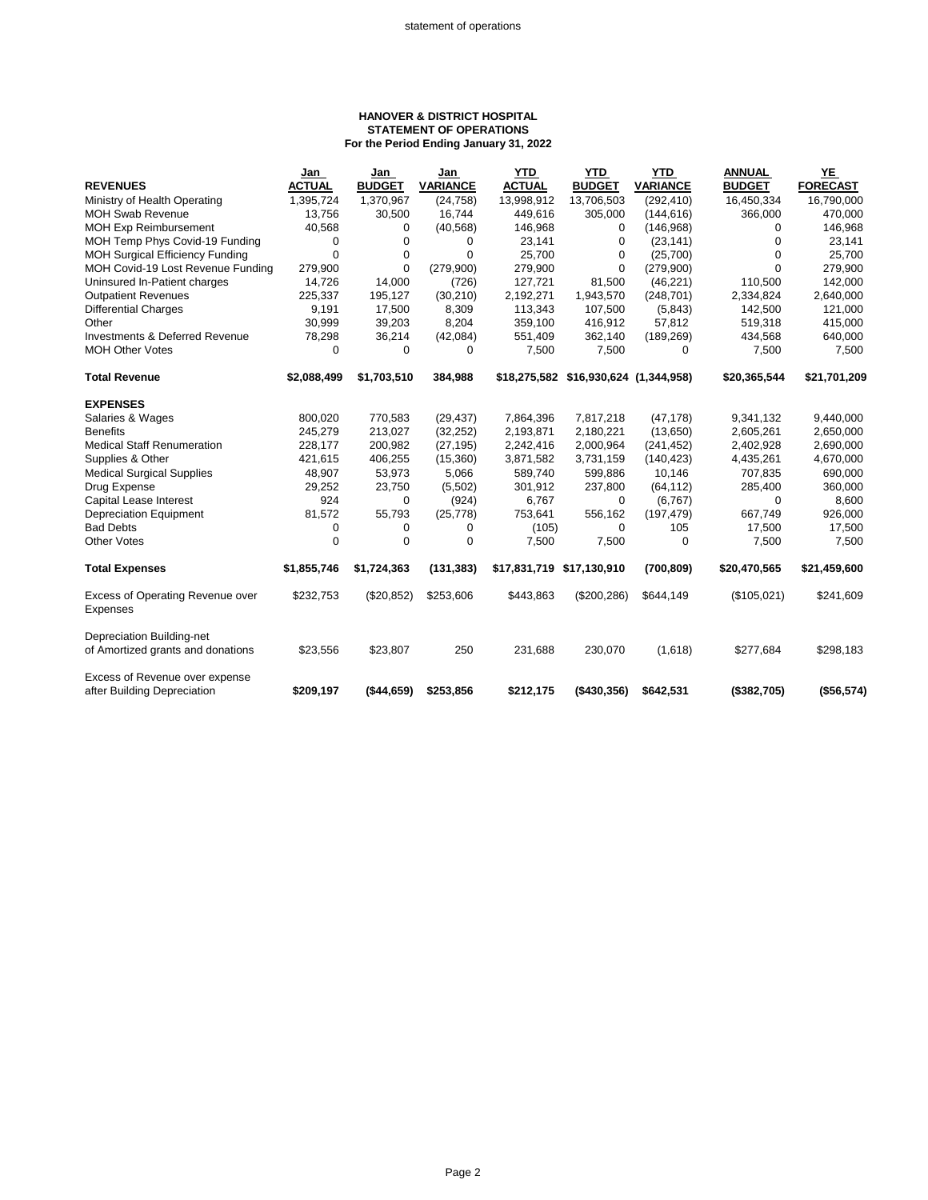# HANOVER & DISTRICT HOSPITAL
## STATEMENT OF OPERATIONS
### For the Period Ending January 31, 2022

| REVENUES | Jan ACTUAL | Jan BUDGET | Jan VARIANCE | YTD ACTUAL | YTD BUDGET | YTD VARIANCE | ANNUAL BUDGET | YE FORECAST |
|---|---|---|---|---|---|---|---|---|
| Ministry of Health Operating | 1,395,724 | 1,370,967 | (24,758) | 13,998,912 | 13,706,503 | (292,410) | 16,450,334 | 16,790,000 |
| MOH Swab Revenue | 13,756 | 30,500 | 16,744 | 449,616 | 305,000 | (144,616) | 366,000 | 470,000 |
| MOH Exp Reimbursement | 40,568 | 0 | (40,568) | 146,968 | 0 | (146,968) | 0 | 146,968 |
| MOH Temp Phys Covid-19 Funding | 0 | 0 | 0 | 23,141 | 0 | (23,141) | 0 | 23,141 |
| MOH Surgical Efficiency Funding | 0 | 0 | 0 | 25,700 | 0 | (25,700) | 0 | 25,700 |
| MOH Covid-19 Lost Revenue Funding | 279,900 | 0 | (279,900) | 279,900 | 0 | (279,900) | 0 | 279,900 |
| Uninsured In-Patient charges | 14,726 | 14,000 | (726) | 127,721 | 81,500 | (46,221) | 110,500 | 142,000 |
| Outpatient Revenues | 225,337 | 195,127 | (30,210) | 2,192,271 | 1,943,570 | (248,701) | 2,334,824 | 2,640,000 |
| Differential Charges | 9,191 | 17,500 | 8,309 | 113,343 | 107,500 | (5,843) | 142,500 | 121,000 |
| Other | 30,999 | 39,203 | 8,204 | 359,100 | 416,912 | 57,812 | 519,318 | 415,000 |
| Investments & Deferred Revenue | 78,298 | 36,214 | (42,084) | 551,409 | 362,140 | (189,269) | 434,568 | 640,000 |
| MOH Other Votes | 0 | 0 | 0 | 7,500 | 7,500 | 0 | 7,500 | 7,500 |
| **Total Revenue** | **$2,088,499** | **$1,703,510** | **384,988** | **$18,275,582** | **$16,930,624** | **(1,344,958)** | **$20,365,544** | **$21,701,209** |
| **EXPENSES** | | | | | | | | |
| Salaries & Wages | 800,020 | 770,583 | (29,437) | 7,864,396 | 7,817,218 | (47,178) | 9,341,132 | 9,440,000 |
| Benefits | 245,279 | 213,027 | (32,252) | 2,193,871 | 2,180,221 | (13,650) | 2,605,261 | 2,650,000 |
| Medical Staff Renumeration | 228,177 | 200,982 | (27,195) | 2,242,416 | 2,000,964 | (241,452) | 2,402,928 | 2,690,000 |
| Supplies & Other | 421,615 | 406,255 | (15,360) | 3,871,582 | 3,731,159 | (140,423) | 4,435,261 | 4,670,000 |
| Medical Surgical Supplies | 48,907 | 53,973 | 5,066 | 589,740 | 599,886 | 10,146 | 707,835 | 690,000 |
| Drug Expense | 29,252 | 23,750 | (5,502) | 301,912 | 237,800 | (64,112) | 285,400 | 360,000 |
| Capital Lease Interest | 924 | 0 | (924) | 6,767 | 0 | (6,767) | 0 | 8,600 |
| Depreciation Equipment | 81,572 | 55,793 | (25,778) | 753,641 | 556,162 | (197,479) | 667,749 | 926,000 |
| Bad Debts | 0 | 0 | 0 | (105) | 0 | 105 | 17,500 | 17,500 |
| Other Votes | 0 | 0 | 0 | 7,500 | 7,500 | 0 | 7,500 | 7,500 |
| **Total Expenses** | **$1,855,746** | **$1,724,363** | **(131,383)** | **$17,831,719** | **$17,130,910** | **(700,809)** | **$20,470,565** | **$21,459,600** |
| Excess of Operating Revenue over Expenses | $232,753 | ($20,852) | $253,606 | $443,863 | ($200,286) | $644,149 | ($105,021) | $241,609 |
| Depreciation Building-net of Amortized grants and donations | $23,556 | $23,807 | 250 | 231,688 | 230,070 | (1,618) | $277,684 | $298,183 |
| Excess of Revenue over expense after Building Depreciation | **$209,197** | **($44,659)** | **$253,856** | **$212,175** | **($430,356)** | **$642,531** | **($382,705)** | **($56,574)** |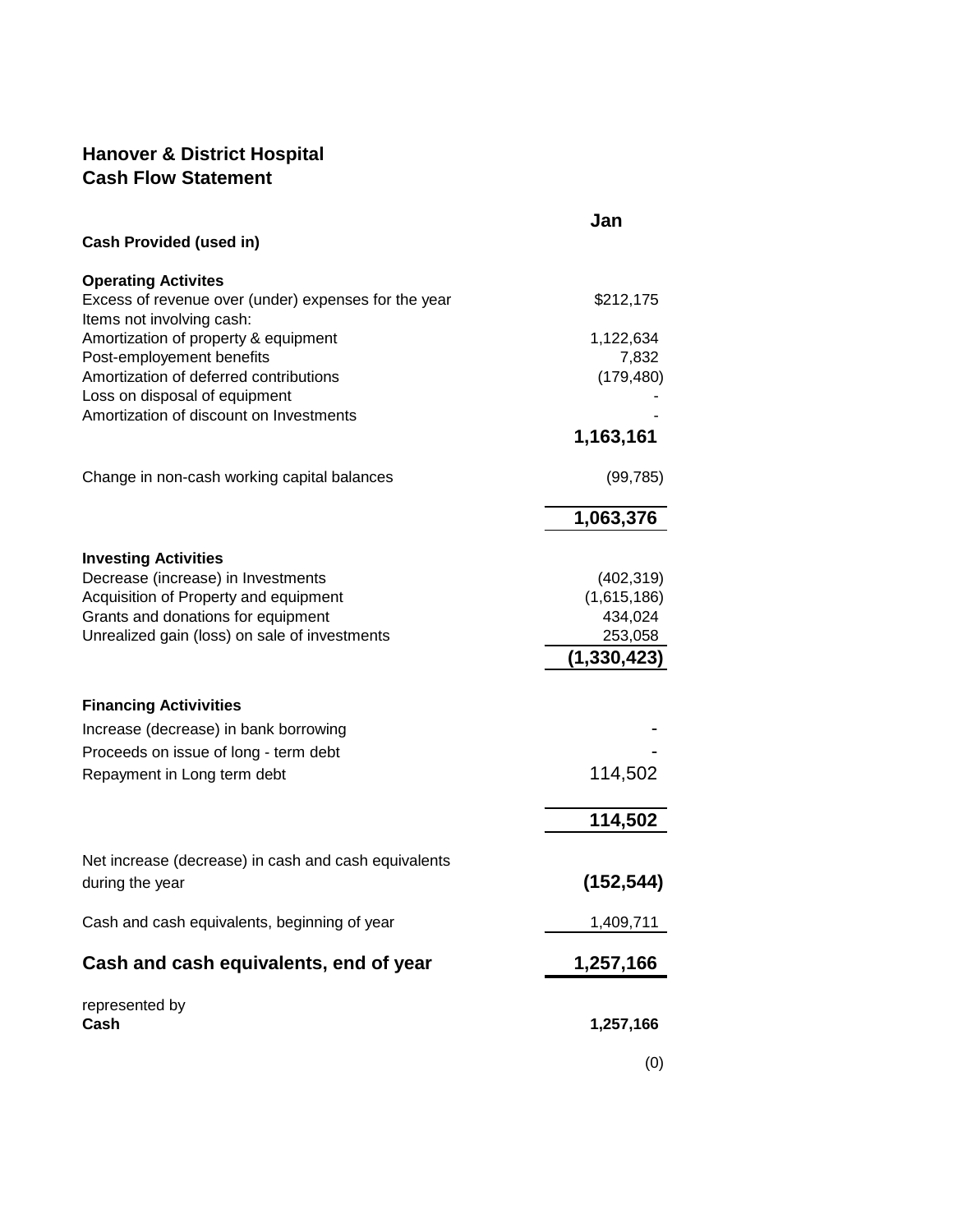**Hanover & District Hospital**
**Cash Flow Statement**

| | Jan |
|---|---|
| **Cash Provided (used in)** | |
| | |
| **Operating Activites** | |
| Excess of revenue over (under) expenses for the year | $212,175 |
| Items not involving cash: | |
| Amortization of property & equipment | 1,122,634 |
| Post-employement benefits | 7,832 |
| Amortization of deferred contributions | (179,480) |
| Loss on disposal of equipment | - |
| Amortization of discount on Investments | - |
| | **1,163,161** |
| | |
| Change in non-cash working capital balances | (99,785) |
| | **1,063,376** |
| | |
| **Investing Activities** | |
| Decrease (increase) in Investments | (402,319) |
| Acquisition of Property and equipment | (1,615,186) |
| Grants and donations for equipment | 434,024 |
| Unrealized gain (loss) on sale of investments | 253,058 |
| | **(1,330,423)** |
| | |
| **Financing Activivities** | |
| Increase (decrease) in bank borrowing | - |
| Proceeds on issue of long - term debt | - |
| Repayment in Long term debt | 114,502 |
| | **114,502** |
| | |
| Net increase (decrease) in cash and cash equivalents during the year | **(152,544)** |
| | |
| Cash and cash equivalents, beginning of year | 1,409,711 |
| | |
| **Cash and cash equivalents, end of year** | **1,257,166** |
| | |
| represented by | |
| **Cash** | **1,257,166** |
| | (0) |